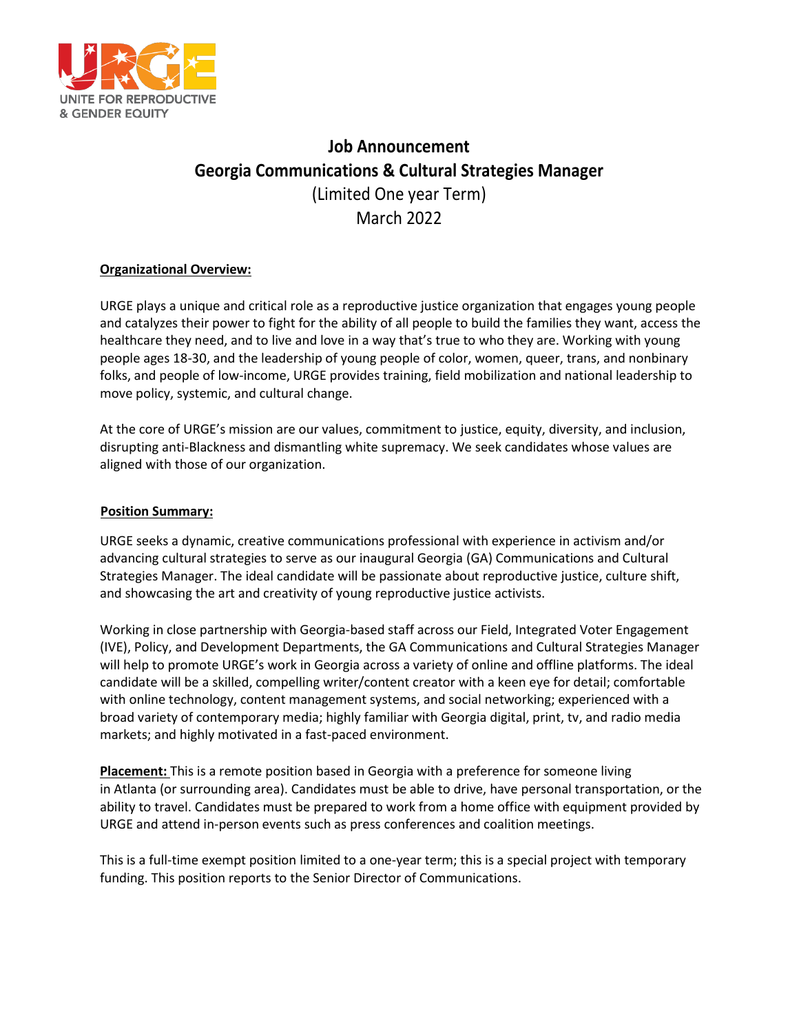# Job Announcement

## Georgia Communications & Cultural Strategies Manager

(Limited One year Term)

March 2022

**Organizational Overview:**

URGE plays a unique and critical role as a reproductive justice organization that engages young people and catalyzes their power to fight for the ability of all people to build the families they want, access the healthcare they need, and to live and love in a way that's true to who they are. Working with young people ages 18-30, and the leadership of young people of color, women, queer, trans, and nonbinary folks, and people of low-income, URGE provides training, field mobilization and national leadership to move policy, systemic, and cultural change.

At the core of URGE's mission are our values, commitment to justice, equity, diversity, and inclusion, disrupting anti-Blackness and dismantling white supremacy. We seek candidates whose values are aligned with those of our organization.

**Position Summary:**

URGE seeks a dynamic, creative communications professional with experience in activism and/or advancing cultural strategies to serve as our inaugural Georgia (GA) Communications and Cultural Strategies Manager. The ideal candidate will be passionate about reproductive justice, culture shift, and showcasing the art and creativity of young reproductive justice activists.

Working in close partnership with Georgia-based staff across our Field, Integrated Voter Engagement (IVE), Policy, and Development Departments, the GA Communications and Cultural Strategies Manager will help to promote URGE's work in Georgia across a variety of online and offline platforms. The ideal candidate will be a skilled, compelling writer/content creator with a keen eye for detail; comfortable with online technology, content management systems, and social networking; experienced with a broad variety of contemporary media; highly familiar with Georgia digital, print, tv, and radio media markets; and highly motivated in a fast-paced environment.

**Placement:** This is a remote position based in Georgia with a preference for someone living in Atlanta (or surrounding area). Candidates must be able to drive, have personal transportation, or the ability to travel. Candidates must be prepared to work from a home office with equipment provided by URGE and attend in-person events such as press conferences and coalition meetings.

This is a full-time exempt position limited to a one-year term; this is a special project with temporary funding. This position reports to the Senior Director of Communications.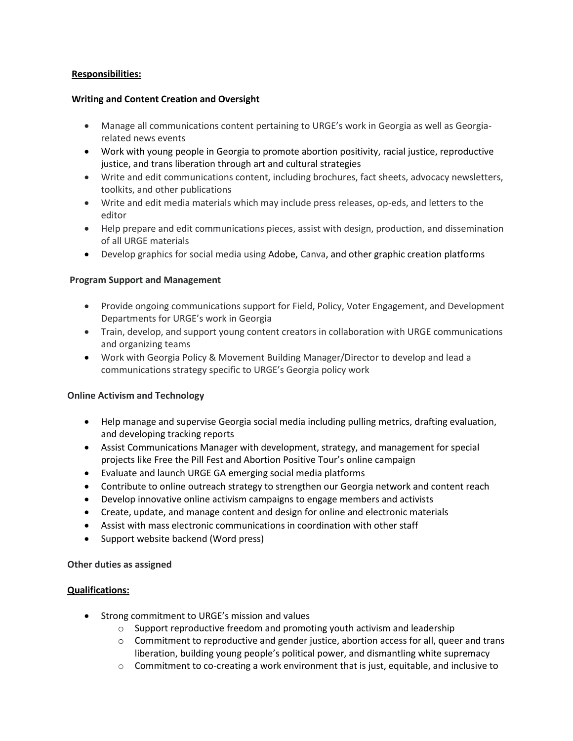**Responsibilities:**

**Writing and Content Creation and Oversight**

- Manage all communications content pertaining to URGE's work in Georgia as well as Georgia-related news events
- Work with young people in Georgia to promote abortion positivity, racial justice, reproductive justice, and trans liberation through art and cultural strategies
- Write and edit communications content, including brochures, fact sheets, advocacy newsletters, toolkits, and other publications
- Write and edit media materials which may include press releases, op-eds, and letters to the editor
- Help prepare and edit communications pieces, assist with design, production, and dissemination of all URGE materials
- Develop graphics for social media using Adobe, Canva, and other graphic creation platforms

**Program Support and Management**

- Provide ongoing communications support for Field, Policy, Voter Engagement, and Development Departments for URGE's work in Georgia
- Train, develop, and support young content creators in collaboration with URGE communications and organizing teams
- Work with Georgia Policy & Movement Building Manager/Director to develop and lead a communications strategy specific to URGE's Georgia policy work

**Online Activism and Technology**

- Help manage and supervise Georgia social media including pulling metrics, drafting evaluation, and developing tracking reports
- Assist Communications Manager with development, strategy, and management for special projects like Free the Pill Fest and Abortion Positive Tour's online campaign
- Evaluate and launch URGE GA emerging social media platforms
- Contribute to online outreach strategy to strengthen our Georgia network and content reach
- Develop innovative online activism campaigns to engage members and activists
- Create, update, and manage content and design for online and electronic materials
- Assist with mass electronic communications in coordination with other staff
- Support website backend (Word press)

**Other duties as assigned**

**Qualifications:**

- Strong commitment to URGE's mission and values
  - Support reproductive freedom and promoting youth activism and leadership
  - Commitment to reproductive and gender justice, abortion access for all, queer and trans liberation, building young people's political power, and dismantling white supremacy
  - Commitment to co-creating a work environment that is just, equitable, and inclusive to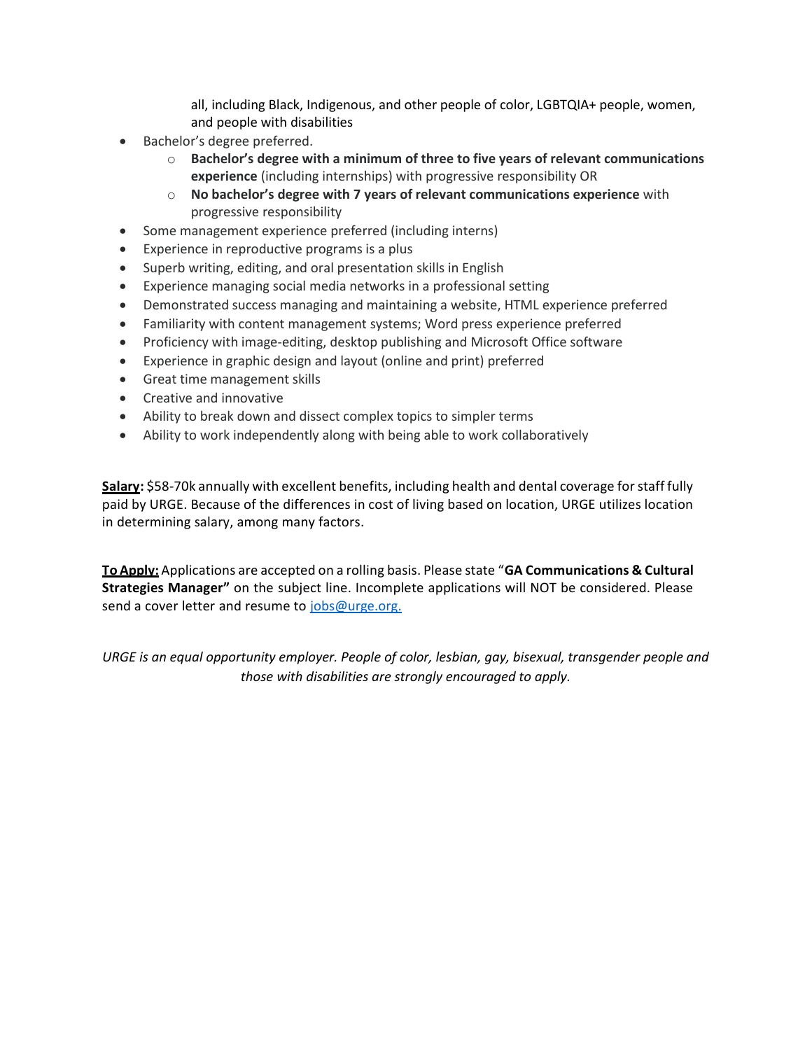all, including Black, Indigenous, and other people of color, LGBTQIA+ people, women, and people with disabilities

- Bachelor's degree preferred.
  - **Bachelor's degree with a minimum of three to five years of relevant communications experience** (including internships) with progressive responsibility OR
  - **No bachelor's degree with 7 years of relevant communications experience** with progressive responsibility
- Some management experience preferred (including interns)
- Experience in reproductive programs is a plus
- Superb writing, editing, and oral presentation skills in English
- Experience managing social media networks in a professional setting
- Demonstrated success managing and maintaining a website, HTML experience preferred
- Familiarity with content management systems; Word press experience preferred
- Proficiency with image-editing, desktop publishing and Microsoft Office software
- Experience in graphic design and layout (online and print) preferred
- Great time management skills
- Creative and innovative
- Ability to break down and dissect complex topics to simpler terms
- Ability to work independently along with being able to work collaboratively

**Salary:** $58-70k annually with excellent benefits, including health and dental coverage for staff fully paid by URGE. Because of the differences in cost of living based on location, URGE utilizes location in determining salary, among many factors.

**To Apply:** Applications are accepted on a rolling basis. Please state "**GA Communications & Cultural Strategies Manager"** on the subject line. Incomplete applications will NOT be considered. Please send a cover letter and resume to jobs@urge.org.

*URGE is an equal opportunity employer. People of color, lesbian, gay, bisexual, transgender people and those with disabilities are strongly encouraged to apply.*